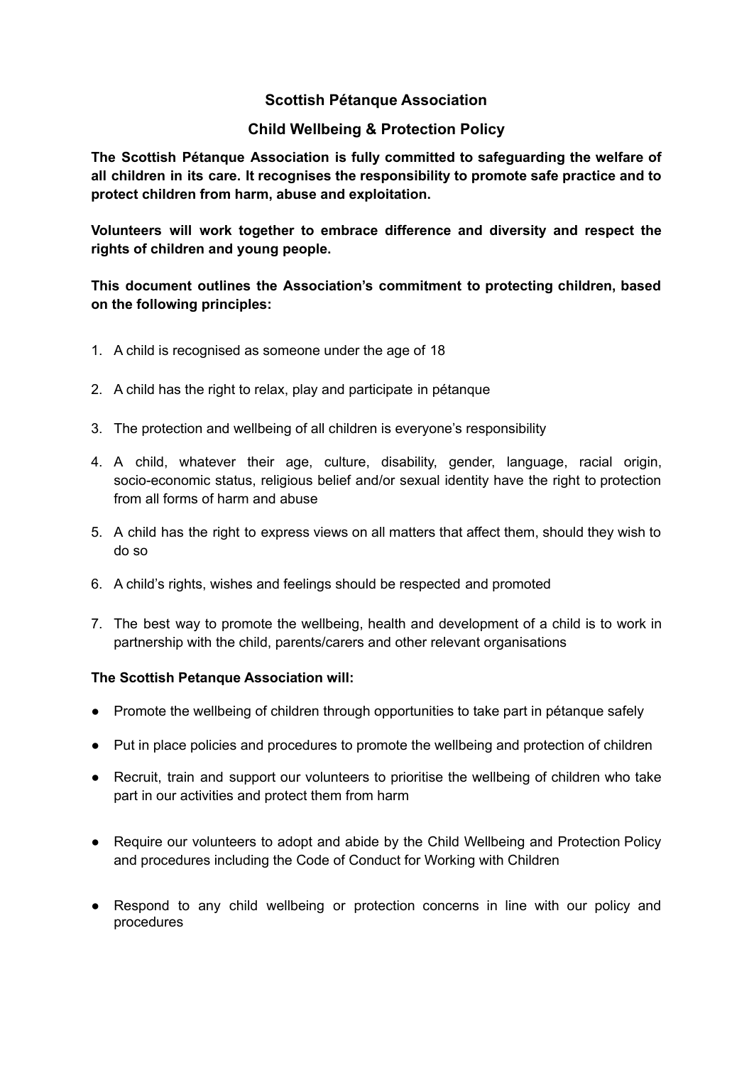# Scottish Pétanque Association

## Child Wellbeing & Protection Policy

**The Scottish Pétanque Association is fully committed to safeguarding the welfare of all children in its care. It recognises the responsibility to promote safe practice and to protect children from harm, abuse and exploitation.**

**Volunteers will work together to embrace difference and diversity and respect the rights of children and young people.**

**This document outlines the Association's commitment to protecting children, based on the following principles:**

1. A child is recognised as someone under the age of 18
2. A child has the right to relax, play and participate in pétanque
3. The protection and wellbeing of all children is everyone's responsibility
4. A child, whatever their age, culture, disability, gender, language, racial origin, socio-economic status, religious belief and/or sexual identity have the right to protection from all forms of harm and abuse
5. A child has the right to express views on all matters that affect them, should they wish to do so
6. A child's rights, wishes and feelings should be respected and promoted
7. The best way to promote the wellbeing, health and development of a child is to work in partnership with the child, parents/carers and other relevant organisations

**The Scottish Petanque Association will:**

- Promote the wellbeing of children through opportunities to take part in pétanque safely
- Put in place policies and procedures to promote the wellbeing and protection of children
- Recruit, train and support our volunteers to prioritise the wellbeing of children who take part in our activities and protect them from harm
- Require our volunteers to adopt and abide by the Child Wellbeing and Protection Policy and procedures including the Code of Conduct for Working with Children
- Respond to any child wellbeing or protection concerns in line with our policy and procedures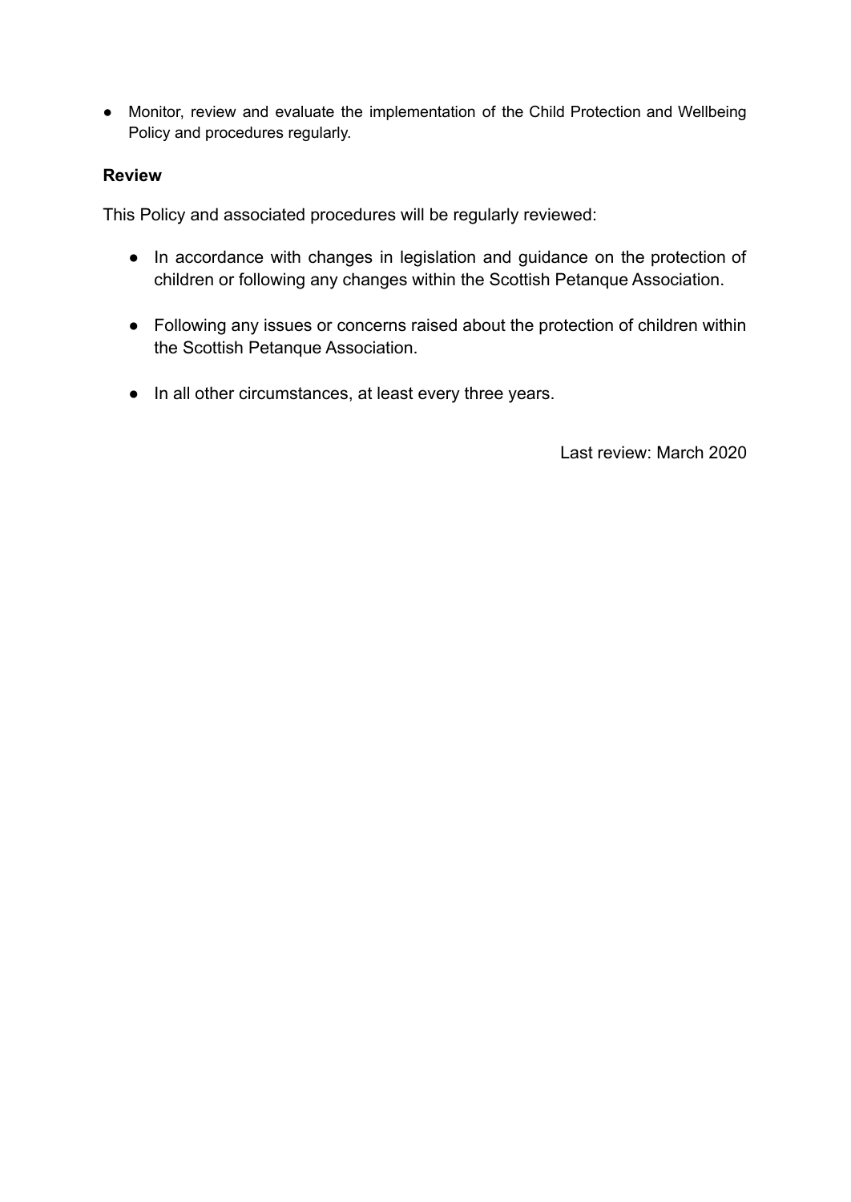- Monitor, review and evaluate the implementation of the Child Protection and Wellbeing Policy and procedures regularly.

**Review**

This Policy and associated procedures will be regularly reviewed:

- In accordance with changes in legislation and guidance on the protection of children or following any changes within the Scottish Petanque Association.
- Following any issues or concerns raised about the protection of children within the Scottish Petanque Association.
- In all other circumstances, at least every three years.

Last review: March 2020